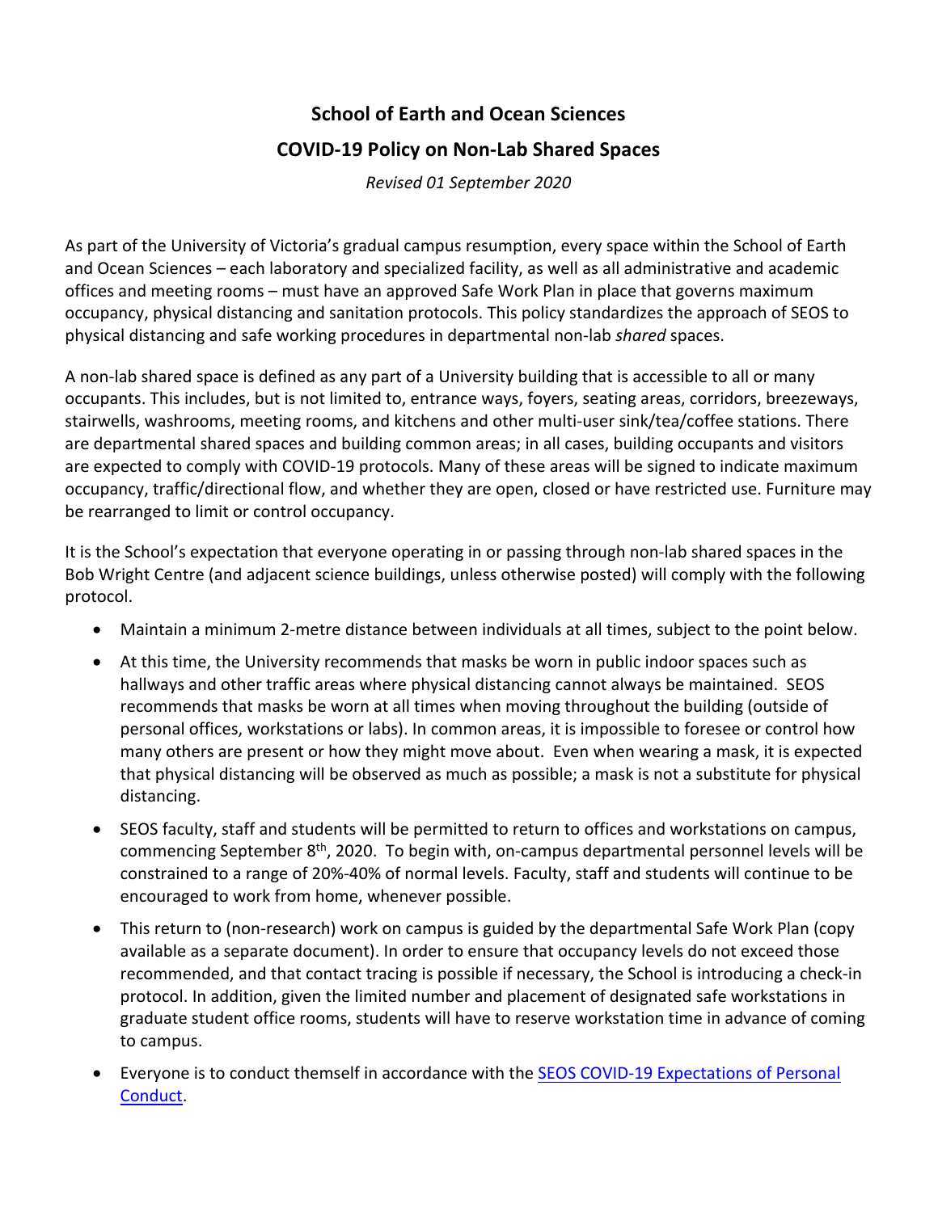# School of Earth and Ocean Sciences

## COVID-19 Policy on Non-Lab Shared Spaces

*Revised 01 September 2020*

As part of the University of Victoria's gradual campus resumption, every space within the School of Earth and Ocean Sciences – each laboratory and specialized facility, as well as all administrative and academic offices and meeting rooms – must have an approved Safe Work Plan in place that governs maximum occupancy, physical distancing and sanitation protocols. This policy standardizes the approach of SEOS to physical distancing and safe working procedures in departmental non-lab *shared* spaces.

A non-lab shared space is defined as any part of a University building that is accessible to all or many occupants. This includes, but is not limited to, entrance ways, foyers, seating areas, corridors, breezeways, stairwells, washrooms, meeting rooms, and kitchens and other multi-user sink/tea/coffee stations. There are departmental shared spaces and building common areas; in all cases, building occupants and visitors are expected to comply with COVID-19 protocols. Many of these areas will be signed to indicate maximum occupancy, traffic/directional flow, and whether they are open, closed or have restricted use. Furniture may be rearranged to limit or control occupancy.

It is the School's expectation that everyone operating in or passing through non-lab shared spaces in the Bob Wright Centre (and adjacent science buildings, unless otherwise posted) will comply with the following protocol.

- Maintain a minimum 2-metre distance between individuals at all times, subject to the point below.
- At this time, the University recommends that masks be worn in public indoor spaces such as hallways and other traffic areas where physical distancing cannot always be maintained. SEOS recommends that masks be worn at all times when moving throughout the building (outside of personal offices, workstations or labs). In common areas, it is impossible to foresee or control how many others are present or how they might move about. Even when wearing a mask, it is expected that physical distancing will be observed as much as possible; a mask is not a substitute for physical distancing.
- SEOS faculty, staff and students will be permitted to return to offices and workstations on campus, commencing September 8th, 2020. To begin with, on-campus departmental personnel levels will be constrained to a range of 20%-40% of normal levels. Faculty, staff and students will continue to be encouraged to work from home, whenever possible.
- This return to (non-research) work on campus is guided by the departmental Safe Work Plan (copy available as a separate document). In order to ensure that occupancy levels do not exceed those recommended, and that contact tracing is possible if necessary, the School is introducing a check-in protocol. In addition, given the limited number and placement of designated safe workstations in graduate student office rooms, students will have to reserve workstation time in advance of coming to campus.
- Everyone is to conduct themself in accordance with the SEOS COVID-19 Expectations of Personal Conduct.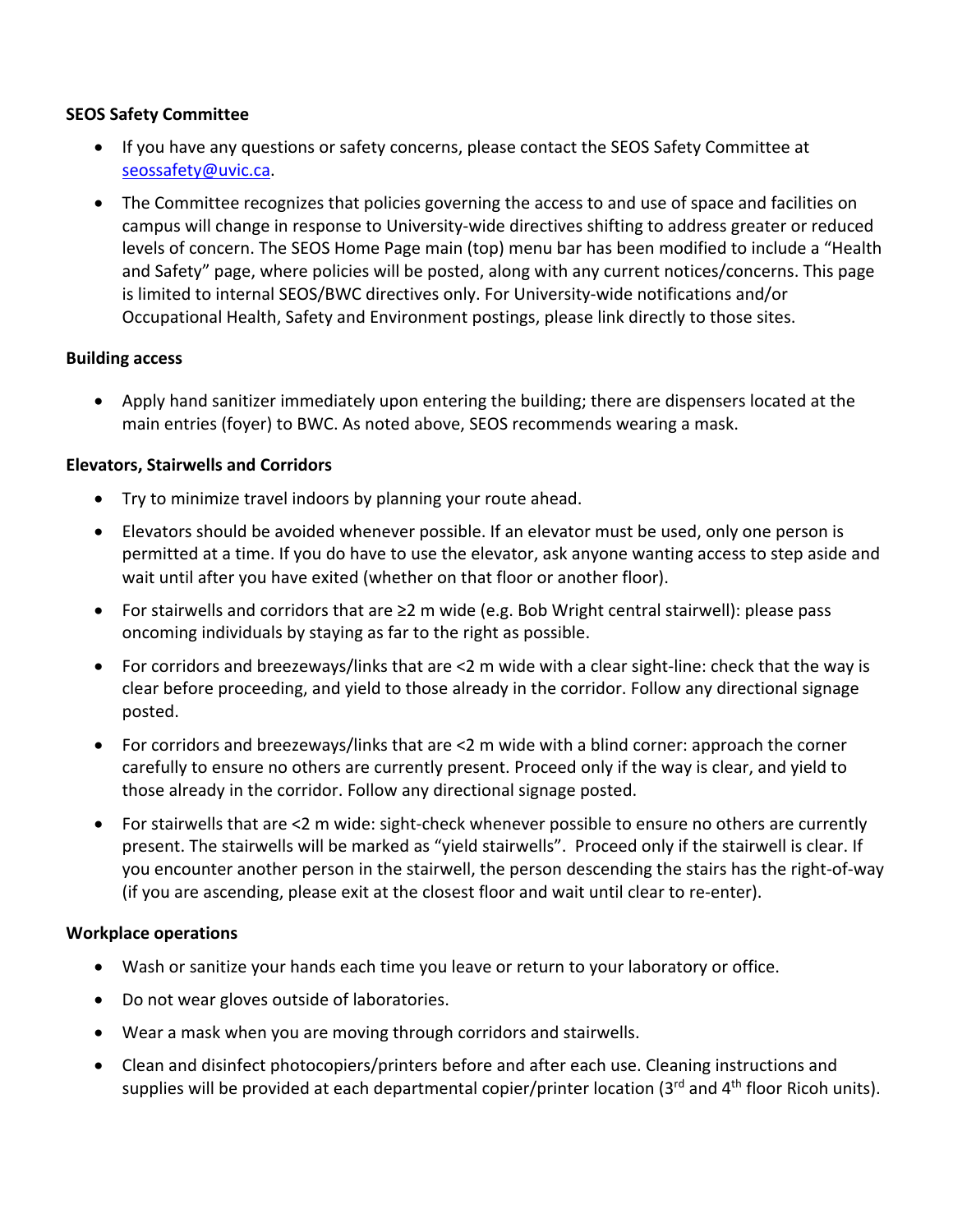**SEOS Safety Committee**

- If you have any questions or safety concerns, please contact the SEOS Safety Committee at seossafety@uvic.ca.
- The Committee recognizes that policies governing the access to and use of space and facilities on campus will change in response to University-wide directives shifting to address greater or reduced levels of concern. The SEOS Home Page main (top) menu bar has been modified to include a "Health and Safety" page, where policies will be posted, along with any current notices/concerns. This page is limited to internal SEOS/BWC directives only. For University-wide notifications and/or Occupational Health, Safety and Environment postings, please link directly to those sites.

**Building access**

- Apply hand sanitizer immediately upon entering the building; there are dispensers located at the main entries (foyer) to BWC. As noted above, SEOS recommends wearing a mask.

**Elevators, Stairwells and Corridors**

- Try to minimize travel indoors by planning your route ahead.
- Elevators should be avoided whenever possible. If an elevator must be used, only one person is permitted at a time. If you do have to use the elevator, ask anyone wanting access to step aside and wait until after you have exited (whether on that floor or another floor).
- For stairwells and corridors that are ≥2 m wide (e.g. Bob Wright central stairwell): please pass oncoming individuals by staying as far to the right as possible.
- For corridors and breezeways/links that are <2 m wide with a clear sight-line: check that the way is clear before proceeding, and yield to those already in the corridor. Follow any directional signage posted.
- For corridors and breezeways/links that are <2 m wide with a blind corner: approach the corner carefully to ensure no others are currently present. Proceed only if the way is clear, and yield to those already in the corridor. Follow any directional signage posted.
- For stairwells that are <2 m wide: sight-check whenever possible to ensure no others are currently present. The stairwells will be marked as "yield stairwells". Proceed only if the stairwell is clear. If you encounter another person in the stairwell, the person descending the stairs has the right-of-way (if you are ascending, please exit at the closest floor and wait until clear to re-enter).

**Workplace operations**

- Wash or sanitize your hands each time you leave or return to your laboratory or office.
- Do not wear gloves outside of laboratories.
- Wear a mask when you are moving through corridors and stairwells.
- Clean and disinfect photocopiers/printers before and after each use. Cleaning instructions and supplies will be provided at each departmental copier/printer location (3rd and 4th floor Ricoh units).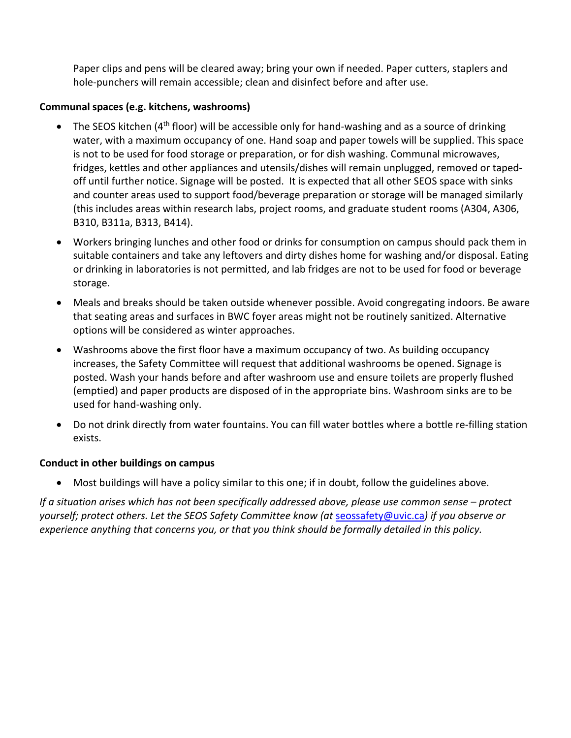Paper clips and pens will be cleared away; bring your own if needed. Paper cutters, staplers and hole-punchers will remain accessible; clean and disinfect before and after use.

**Communal spaces (e.g. kitchens, washrooms)**

- The SEOS kitchen (4th floor) will be accessible only for hand-washing and as a source of drinking water, with a maximum occupancy of one. Hand soap and paper towels will be supplied. This space is not to be used for food storage or preparation, or for dish washing. Communal microwaves, fridges, kettles and other appliances and utensils/dishes will remain unplugged, removed or taped-off until further notice. Signage will be posted. It is expected that all other SEOS space with sinks and counter areas used to support food/beverage preparation or storage will be managed similarly (this includes areas within research labs, project rooms, and graduate student rooms (A304, A306, B310, B311a, B313, B414).
- Workers bringing lunches and other food or drinks for consumption on campus should pack them in suitable containers and take any leftovers and dirty dishes home for washing and/or disposal. Eating or drinking in laboratories is not permitted, and lab fridges are not to be used for food or beverage storage.
- Meals and breaks should be taken outside whenever possible. Avoid congregating indoors. Be aware that seating areas and surfaces in BWC foyer areas might not be routinely sanitized. Alternative options will be considered as winter approaches.
- Washrooms above the first floor have a maximum occupancy of two. As building occupancy increases, the Safety Committee will request that additional washrooms be opened. Signage is posted. Wash your hands before and after washroom use and ensure toilets are properly flushed (emptied) and paper products are disposed of in the appropriate bins. Washroom sinks are to be used for hand-washing only.
- Do not drink directly from water fountains. You can fill water bottles where a bottle re-filling station exists.

**Conduct in other buildings on campus**

- Most buildings will have a policy similar to this one; if in doubt, follow the guidelines above.

*If a situation arises which has not been specifically addressed above, please use common sense – protect yourself; protect others. Let the SEOS Safety Committee know (at* seossafety@uvic.ca*) if you observe or experience anything that concerns you, or that you think should be formally detailed in this policy.*